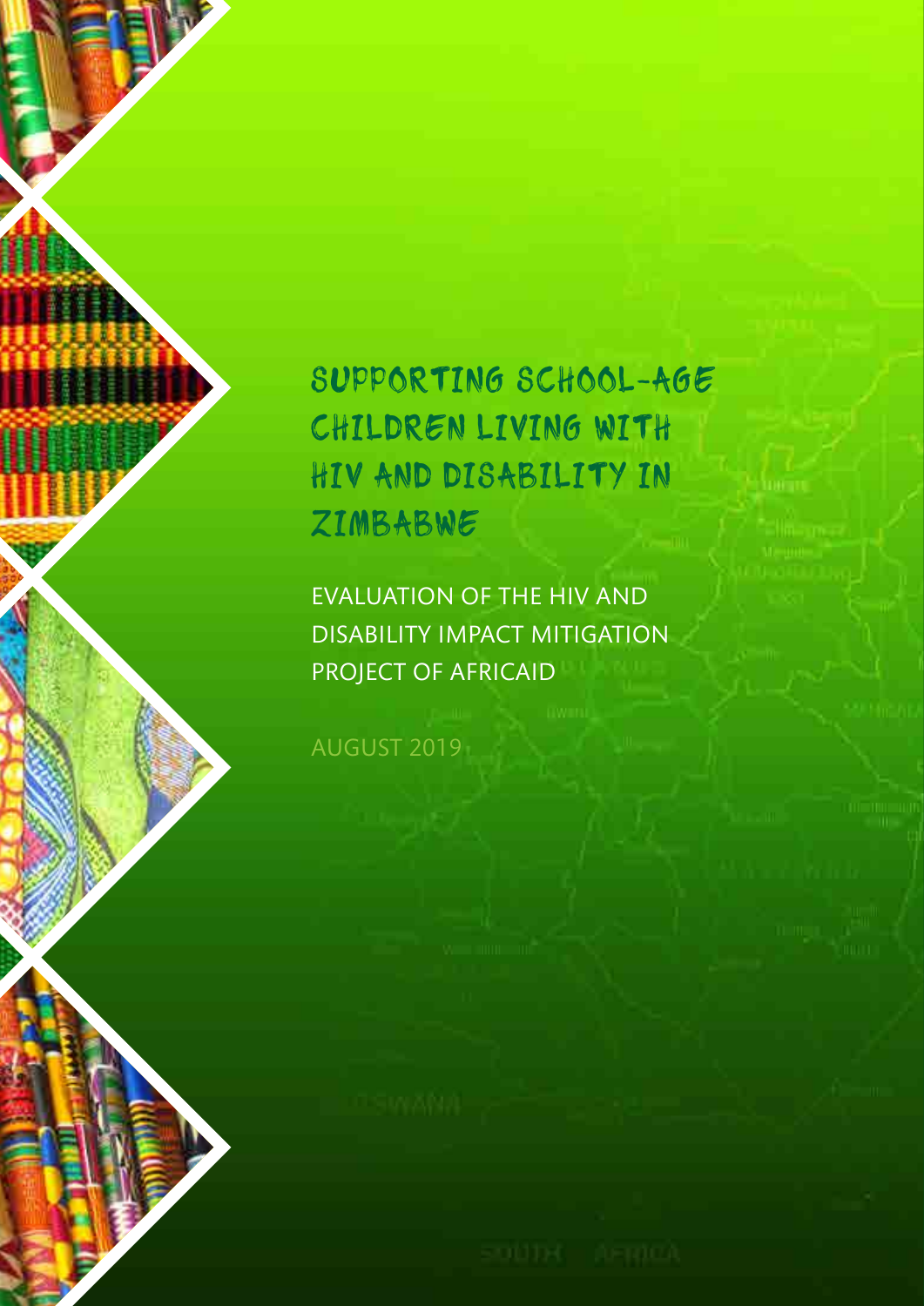# SUPPORTING SCHOOL-AGE CHILDREN LIVING WITH HIV AND DISABILITY IN ZIMBABWE

## EVALUATION OF THE HIV AND DISABILITY IMPACT MITIGATION PROJECT OF AFRICAID

AUGUST 2019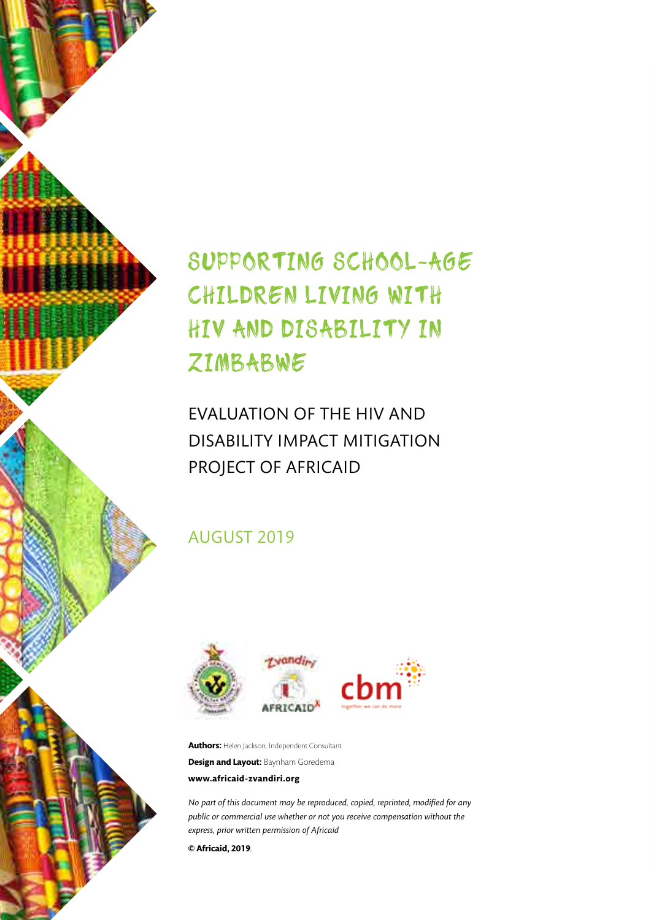# SUPPORTING SCHOOL-AGE CHILDREN LIVING WITH HIV AND DISABILITY IN ZIMBABWE

## EVALUATION OF THE HIV AND DISABILITY IMPACT MITIGATION PROJECT OF AFRICAID

### AUGUST 2019

**Authors:** Helen Jackson, Independent Consultant

**Design and Layout:** Baynham Goredema

**www.africaid-zvandiri.org**

*No part of this document may be reproduced, copied, reprinted, modified for any public or commercial use whether or not you receive compensation without the express, prior written permission of Africaid*

**© Africaid, 2019**.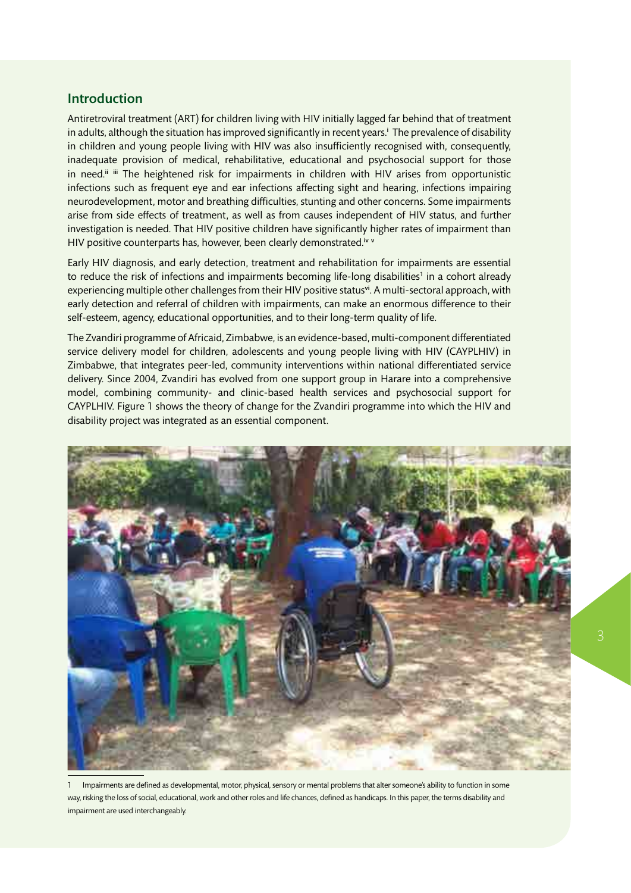## Introduction

Antiretroviral treatment (ART) for children living with HIV initially lagged far behind that of treatment in adults, although the situation has improved significantly in recent years.[i] The prevalence of disability in children and young people living with HIV was also insufficiently recognised with, consequently, inadequate provision of medical, rehabilitative, educational and psychosocial support for those in need.[ii] [iii] The heightened risk for impairments in children with HIV arises from opportunistic infections such as frequent eye and ear infections affecting sight and hearing, infections impairing neurodevelopment, motor and breathing difficulties, stunting and other concerns. Some impairments arise from side effects of treatment, as well as from causes independent of HIV status, and further investigation is needed. That HIV positive children have significantly higher rates of impairment than HIV positive counterparts has, however, been clearly demonstrated.[iv] [v]

Early HIV diagnosis, and early detection, treatment and rehabilitation for impairments are essential to reduce the risk of infections and impairments becoming life-long disabilities[1] in a cohort already experiencing multiple other challenges from their HIV positive status[vi]. A multi-sectoral approach, with early detection and referral of children with impairments, can make an enormous difference to their self-esteem, agency, educational opportunities, and to their long-term quality of life.

The Zvandiri programme of Africaid, Zimbabwe, is an evidence-based, multi-component differentiated service delivery model for children, adolescents and young people living with HIV (CAYPLHIV) in Zimbabwe, that integrates peer-led, community interventions within national differentiated service delivery. Since 2004, Zvandiri has evolved from one support group in Harare into a comprehensive model, combining community- and clinic-based health services and psychosocial support for CAYPLHIV. Figure 1 shows the theory of change for the Zvandiri programme into which the HIV and disability project was integrated as an essential component.

1 Impairments are defined as developmental, motor, physical, sensory or mental problems that alter someone's ability to function in some way, risking the loss of social, educational, work and other roles and life chances, defined as handicaps. In this paper, the terms disability and impairment are used interchangeably.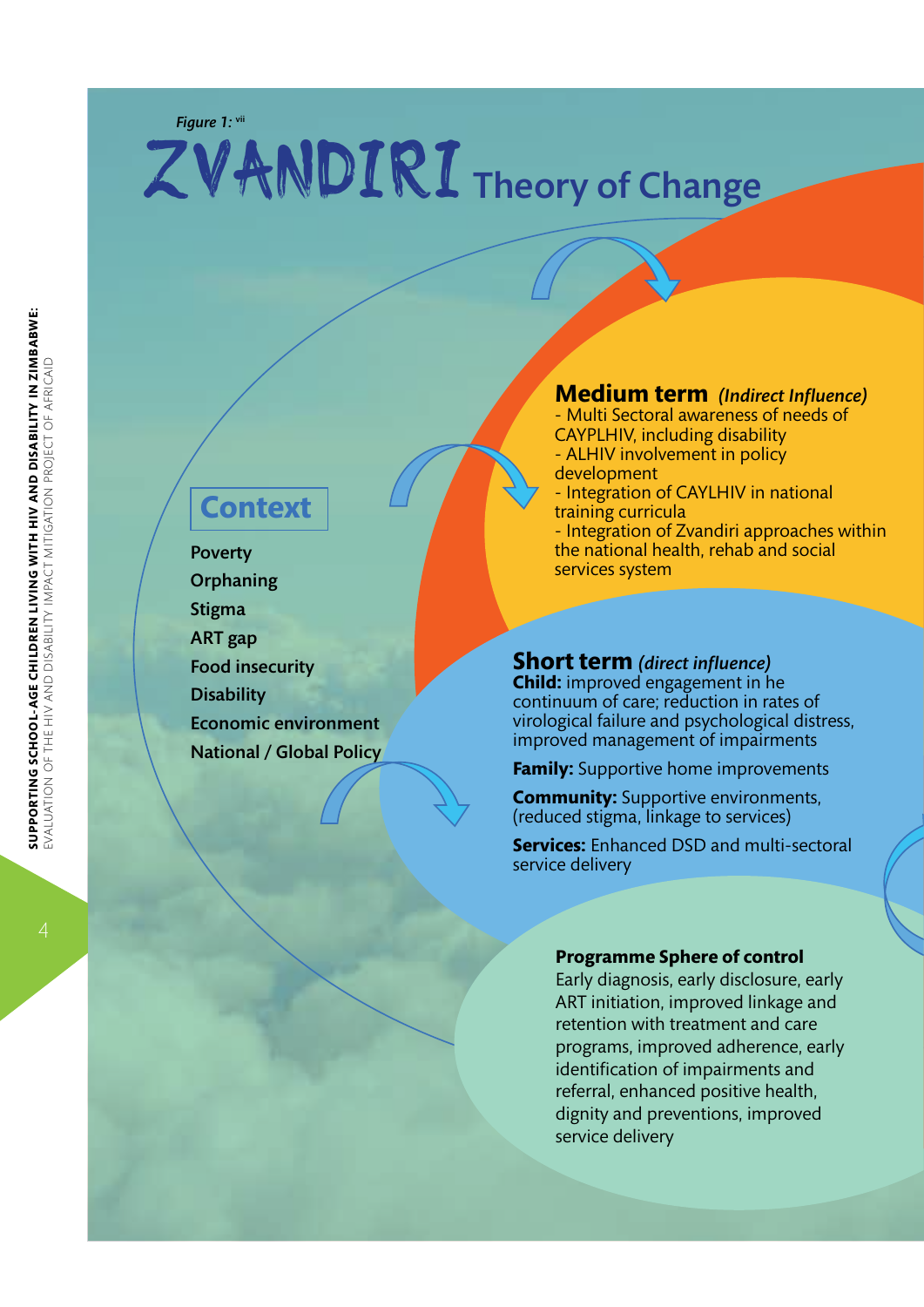Figure 1: [vii]

# ZVANDIRI Theory of Change

## Context

Poverty
Orphaning
Stigma
ART gap
Food insecurity
Disability
Economic environment
National / Global Policy

### Medium term *(Indirect Influence)*

- Multi Sectoral awareness of needs of CAYPLHIV, including disability
- ALHIV involvement in policy development
- Integration of CAYLHIV in national training curricula
- Integration of Zvandiri approaches within the national health, rehab and social services system

### Short term *(direct influence)*

**Child:** improved engagement in he continuum of care; reduction in rates of virological failure and psychological distress, improved management of impairments

**Family:** Supportive home improvements

**Community:** Supportive environments, (reduced stigma, linkage to services)

**Services:** Enhanced DSD and multi-sectoral service delivery

### Programme Sphere of control

Early diagnosis, early disclosure, early ART initiation, improved linkage and retention with treatment and care programs, improved adherence, early identification of impairments and referral, enhanced positive health, dignity and preventions, improved service delivery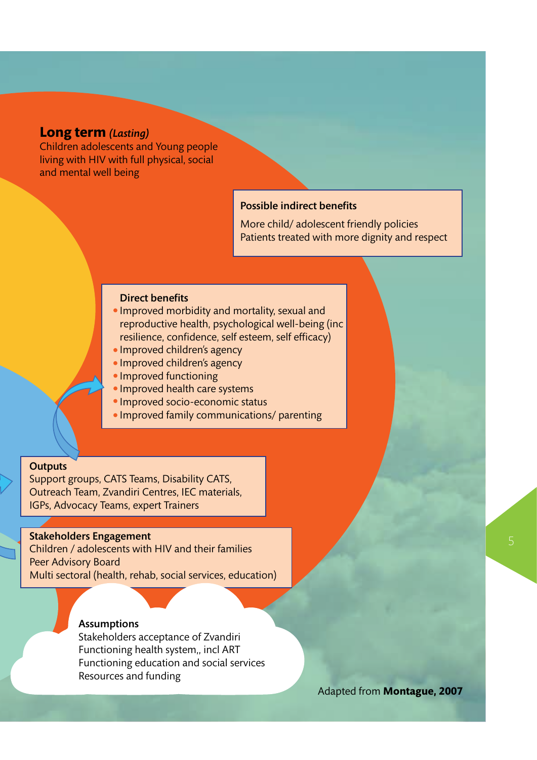**Long term** ***(Lasting)***
Children adolescents and Young people living with HIV with full physical, social and mental well being

**Possible indirect benefits**

More child/ adolescent friendly policies
Patients treated with more dignity and respect

**Direct benefits**

- Improved morbidity and mortality, sexual and reproductive health, psychological well-being (inc resilience, confidence, self esteem, self efficacy)
- Improved children's agency
- Improved children's agency
- Improved functioning
- Improved health care systems
- Improved socio-economic status
- Improved family communications/ parenting

**Outputs**
Support groups, CATS Teams, Disability CATS, Outreach Team, Zvandiri Centres, IEC materials, IGPs, Advocacy Teams, expert Trainers

**Stakeholders Engagement**
Children / adolescents with HIV and their families
Peer Advisory Board
Multi sectoral (health, rehab, social services, education)

**Assumptions**
Stakeholders acceptance of Zvandiri
Functioning health system,, incl ART
Functioning education and social services
Resources and funding

Adapted from **Montague, 2007**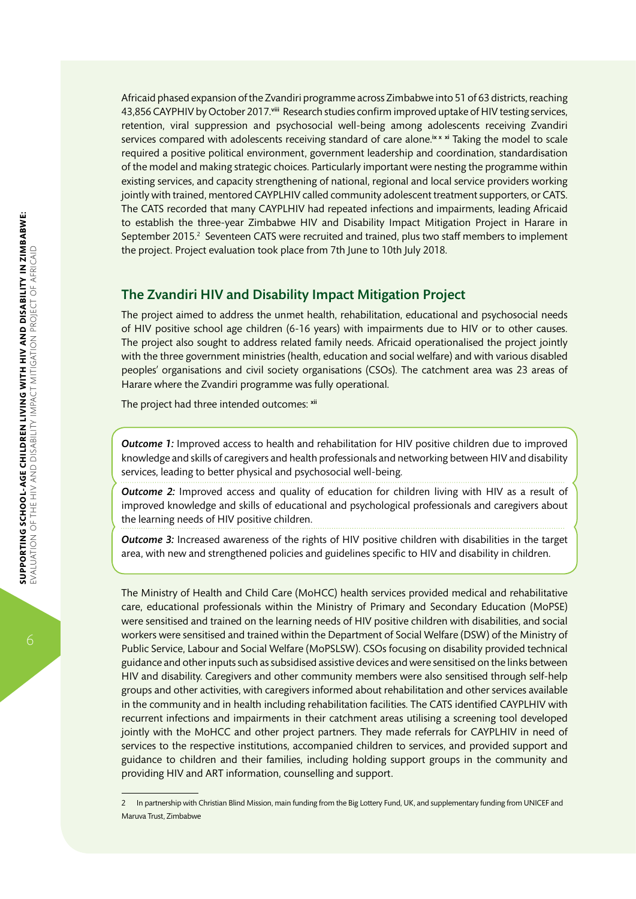Africaid phased expansion of the Zvandiri programme across Zimbabwe into 51 of 63 districts, reaching 43,856 CAYPHIV by October 2017.[viii] Research studies confirm improved uptake of HIV testing services, retention, viral suppression and psychosocial well-being among adolescents receiving Zvandiri services compared with adolescents receiving standard of care alone.[ix x xi] Taking the model to scale required a positive political environment, government leadership and coordination, standardisation of the model and making strategic choices. Particularly important were nesting the programme within existing services, and capacity strengthening of national, regional and local service providers working jointly with trained, mentored CAYPLHIV called community adolescent treatment supporters, or CATS. The CATS recorded that many CAYPLHIV had repeated infections and impairments, leading Africaid to establish the three-year Zimbabwe HIV and Disability Impact Mitigation Project in Harare in September 2015.[2] Seventeen CATS were recruited and trained, plus two staff members to implement the project. Project evaluation took place from 7th June to 10th July 2018.

## The Zvandiri HIV and Disability Impact Mitigation Project

The project aimed to address the unmet health, rehabilitation, educational and psychosocial needs of HIV positive school age children (6-16 years) with impairments due to HIV or to other causes. The project also sought to address related family needs. Africaid operationalised the project jointly with the three government ministries (health, education and social welfare) and with various disabled peoples' organisations and civil society organisations (CSOs). The catchment area was 23 areas of Harare where the Zvandiri programme was fully operational.

The project had three intended outcomes: [xii]

***Outcome 1:*** Improved access to health and rehabilitation for HIV positive children due to improved knowledge and skills of caregivers and health professionals and networking between HIV and disability services, leading to better physical and psychosocial well-being.

***Outcome 2:*** Improved access and quality of education for children living with HIV as a result of improved knowledge and skills of educational and psychological professionals and caregivers about the learning needs of HIV positive children.

***Outcome 3:*** Increased awareness of the rights of HIV positive children with disabilities in the target area, with new and strengthened policies and guidelines specific to HIV and disability in children.

The Ministry of Health and Child Care (MoHCC) health services provided medical and rehabilitative care, educational professionals within the Ministry of Primary and Secondary Education (MoPSE) were sensitised and trained on the learning needs of HIV positive children with disabilities, and social workers were sensitised and trained within the Department of Social Welfare (DSW) of the Ministry of Public Service, Labour and Social Welfare (MoPSLSW). CSOs focusing on disability provided technical guidance and other inputs such as subsidised assistive devices and were sensitised on the links between HIV and disability. Caregivers and other community members were also sensitised through self-help groups and other activities, with caregivers informed about rehabilitation and other services available in the community and in health including rehabilitation facilities. The CATS identified CAYPLHIV with recurrent infections and impairments in their catchment areas utilising a screening tool developed jointly with the MoHCC and other project partners. They made referrals for CAYPLHIV in need of services to the respective institutions, accompanied children to services, and provided support and guidance to children and their families, including holding support groups in the community and providing HIV and ART information, counselling and support.

---

2 In partnership with Christian Blind Mission, main funding from the Big Lottery Fund, UK, and supplementary funding from UNICEF and Maruva Trust, Zimbabwe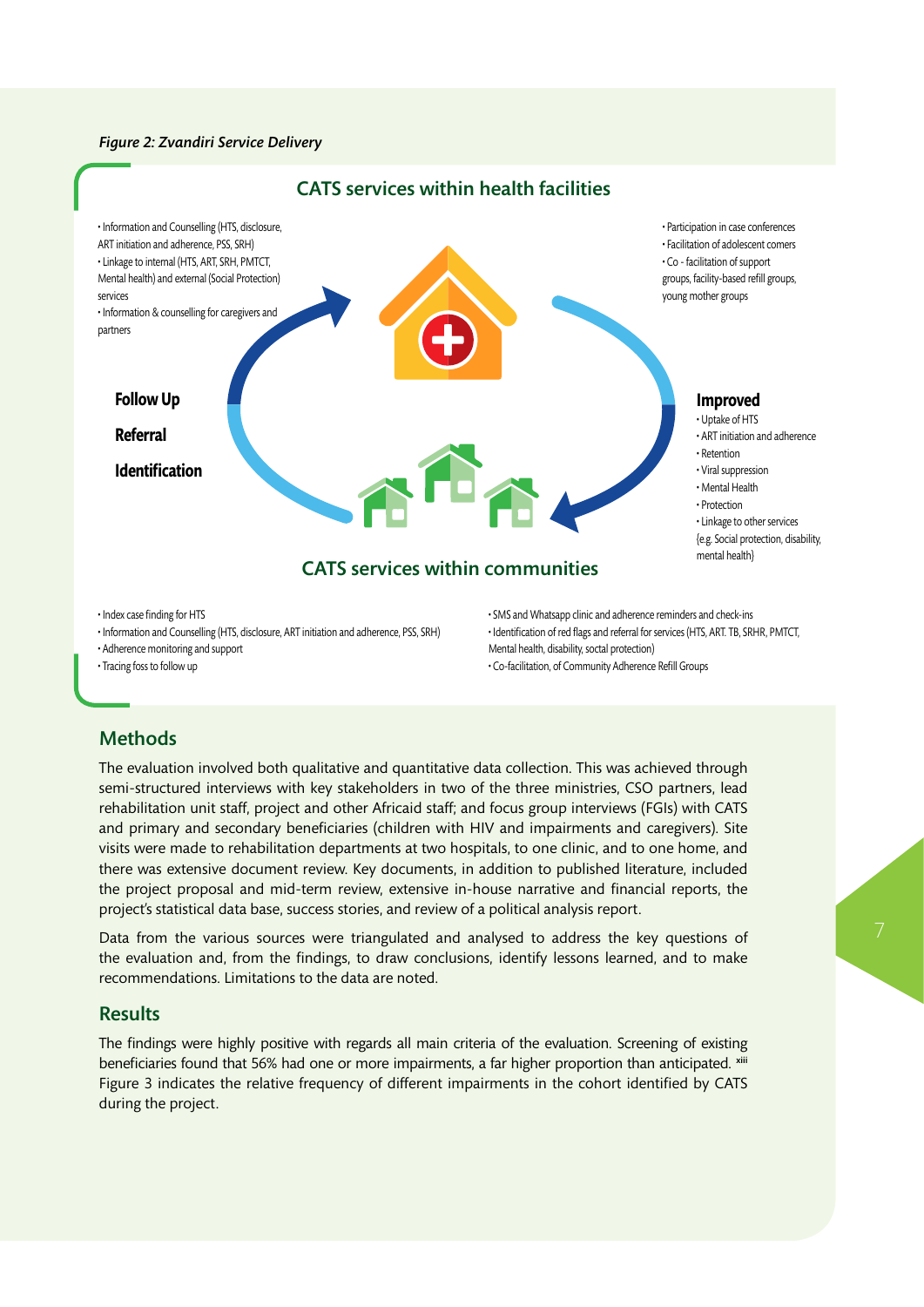*Figure 2: Zvandiri Service Delivery*

## CATS services within health facilities

- Information and Counselling (HTS, disclosure, ART initiation and adherence, PSS, SRH)
- Linkage to internal (HTS, ART, SRH, PMTCT, Mental health) and external (Social Protection) services
- Information & counselling for caregivers and partners

- Participation in case conferences
- Facilitation of adolescent corners
- Co - facilitation of support groups, facility-based refill groups, young mother groups

**Follow Up**

**Referral**

**Identification**

**Improved**

- Uptake of HTS
- ART initiation and adherence
- Retention
- Viral suppression
- Mental Health
- Protection
- Linkage to other services (e.g. Social protection, disability, mental health)

## CATS services within communities

- Index case finding for HTS
- Information and Counselling (HTS, disclosure, ART initiation and adherence, PSS, SRH)
- Adherence monitoring and support
- Tracing foss to follow up
- SMS and Whatsapp clinic and adherence reminders and check-ins
- Identification of red flags and referral for services (HTS, ART. TB, SRHR, PMTCT, Mental health, disability, soctal protection)
- Co-facilitation, of Community Adherence Refill Groups

## Methods

The evaluation involved both qualitative and quantitative data collection. This was achieved through semi-structured interviews with key stakeholders in two of the three ministries, CSO partners, lead rehabilitation unit staff, project and other Africaid staff; and focus group interviews (FGIs) with CATS and primary and secondary beneficiaries (children with HIV and impairments and caregivers). Site visits were made to rehabilitation departments at two hospitals, to one clinic, and to one home, and there was extensive document review. Key documents, in addition to published literature, included the project proposal and mid-term review, extensive in-house narrative and financial reports, the project's statistical data base, success stories, and review of a political analysis report.

Data from the various sources were triangulated and analysed to address the key questions of the evaluation and, from the findings, to draw conclusions, identify lessons learned, and to make recommendations. Limitations to the data are noted.

## Results

The findings were highly positive with regards all main criteria of the evaluation. Screening of existing beneficiaries found that 56% had one or more impairments, a far higher proportion than anticipated. [xiii] Figure 3 indicates the relative frequency of different impairments in the cohort identified by CATS during the project.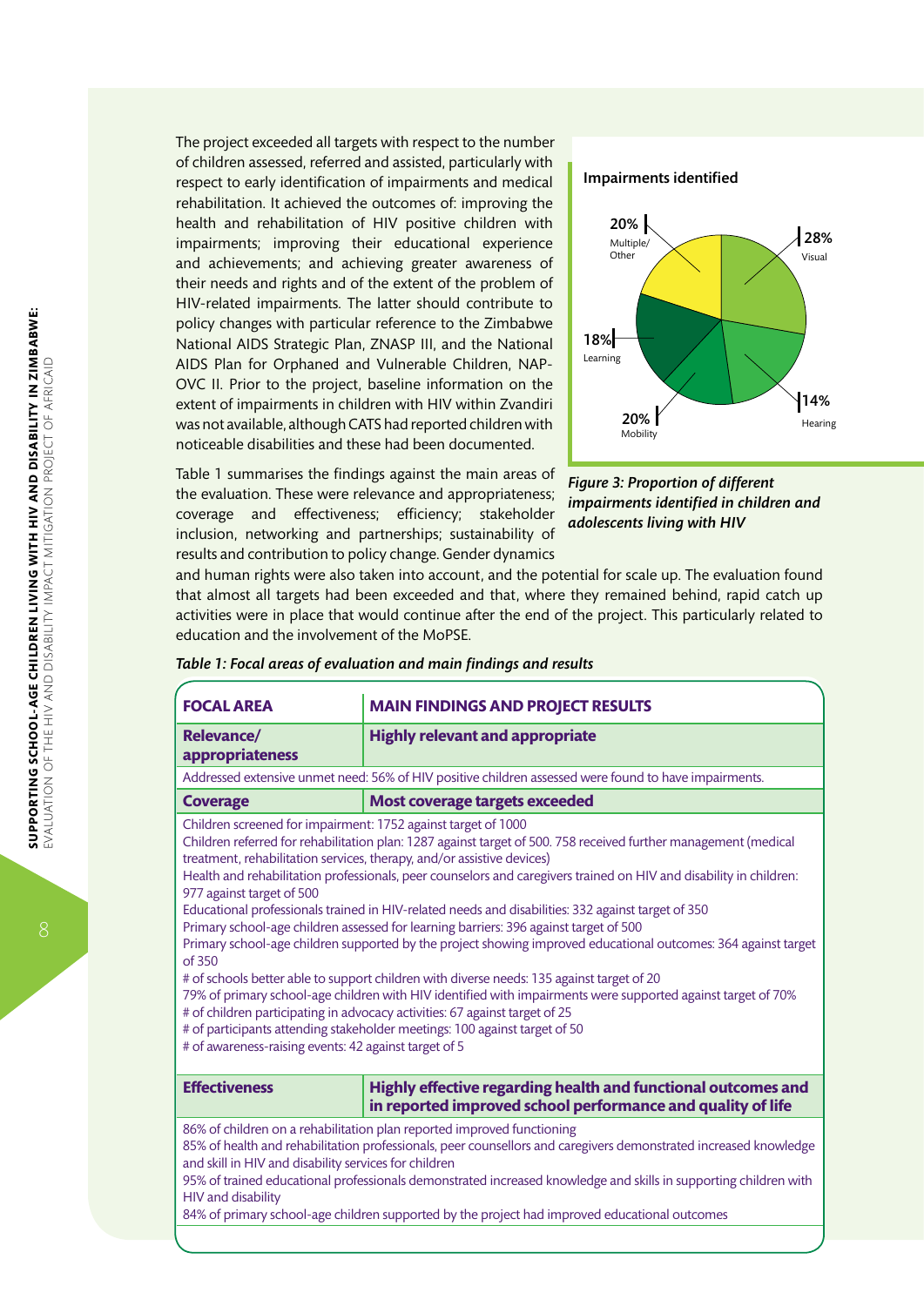The project exceeded all targets with respect to the number of children assessed, referred and assisted, particularly with respect to early identification of impairments and medical rehabilitation. It achieved the outcomes of: improving the health and rehabilitation of HIV positive children with impairments; improving their educational experience and achievements; and achieving greater awareness of their needs and rights and of the extent of the problem of HIV-related impairments. The latter should contribute to policy changes with particular reference to the Zimbabwe National AIDS Strategic Plan, ZNASP III, and the National AIDS Plan for Orphaned and Vulnerable Children, NAP-OVC II. Prior to the project, baseline information on the extent of impairments in children with HIV within Zvandiri was not available, although CATS had reported children with noticeable disabilities and these had been documented.

**Impairments identified**

- 28% Visual
- 14% Hearing
- 20% Mobility
- 18% Learning
- 20% Multiple/Other

*Figure 3: Proportion of different impairments identified in children and adolescents living with HIV*

Table 1 summarises the findings against the main areas of the evaluation. These were relevance and appropriateness; coverage and effectiveness; efficiency; stakeholder inclusion, networking and partnerships; sustainability of results and contribution to policy change. Gender dynamics and human rights were also taken into account, and the potential for scale up. The evaluation found that almost all targets had been exceeded and that, where they remained behind, rapid catch up activities were in place that would continue after the end of the project. This particularly related to education and the involvement of the MoPSE.

*Table 1: Focal areas of evaluation and main findings and results*

| FOCAL AREA | MAIN FINDINGS AND PROJECT RESULTS |
|---|---|
| **Relevance/ appropriateness** | **Highly relevant and appropriate** |
| Addressed extensive unmet need: 56% of HIV positive children assessed were found to have impairments. | |
| **Coverage** | **Most coverage targets exceeded** |
| Children screened for impairment: 1752 against target of 1000<br>Children referred for rehabilitation plan: 1287 against target of 500. 758 received further management (medical treatment, rehabilitation services, therapy, and/or assistive devices)<br>Health and rehabilitation professionals, peer counselors and caregivers trained on HIV and disability in children: 977 against target of 500<br>Educational professionals trained in HIV-related needs and disabilities: 332 against target of 350<br>Primary school-age children assessed for learning barriers: 396 against target of 500<br>Primary school-age children supported by the project showing improved educational outcomes: 364 against target of 350<br># of schools better able to support children with diverse needs: 135 against target of 20<br>79% of primary school-age children with HIV identified with impairments were supported against target of 70%<br># of children participating in advocacy activities: 67 against target of 25<br># of participants attending stakeholder meetings: 100 against target of 50<br># of awareness-raising events: 42 against target of 5 | |
| **Effectiveness** | **Highly effective regarding health and functional outcomes and in reported improved school performance and quality of life** |
| 86% of children on a rehabilitation plan reported improved functioning<br>85% of health and rehabilitation professionals, peer counsellors and caregivers demonstrated increased knowledge and skill in HIV and disability services for children<br>95% of trained educational professionals demonstrated increased knowledge and skills in supporting children with HIV and disability<br>84% of primary school-age children supported by the project had improved educational outcomes | |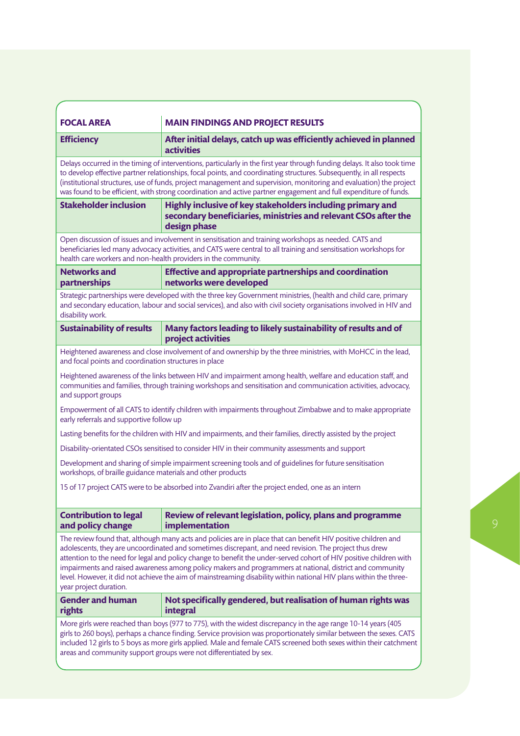| FOCAL AREA | MAIN FINDINGS AND PROJECT RESULTS |
|---|---|
| **Efficiency** | **After initial delays, catch up was efficiently achieved in planned activities** |
| Delays occurred in the timing of interventions, particularly in the first year through funding delays. It also took time to develop effective partner relationships, focal points, and coordinating structures. Subsequently, in all respects (institutional structures, use of funds, project management and supervision, monitoring and evaluation) the project was found to be efficient, with strong coordination and active partner engagement and full expenditure of funds. | |
| **Stakeholder inclusion** | **Highly inclusive of key stakeholders including primary and secondary beneficiaries, ministries and relevant CSOs after the design phase** |
| Open discussion of issues and involvement in sensitisation and training workshops as needed. CATS and beneficiaries led many advocacy activities, and CATS were central to all training and sensitisation workshops for health care workers and non-health providers in the community. | |
| **Networks and partnerships** | **Effective and appropriate partnerships and coordination networks were developed** |
| Strategic partnerships were developed with the three key Government ministries, (health and child care, primary and secondary education, labour and social services), and also with civil society organisations involved in HIV and disability work. | |
| **Sustainability of results** | **Many factors leading to likely sustainability of results and of project activities** |
| Heightened awareness and close involvement of and ownership by the three ministries, with MoHCC in the lead, and focal points and coordination structures in place<br><br>Heightened awareness of the links between HIV and impairment among health, welfare and education staff, and communities and families, through training workshops and sensitisation and communication activities, advocacy, and support groups<br><br>Empowerment of all CATS to identify children with impairments throughout Zimbabwe and to make appropriate early referrals and supportive follow up<br><br>Lasting benefits for the children with HIV and impairments, and their families, directly assisted by the project<br><br>Disability-orientated CSOs sensitised to consider HIV in their community assessments and support<br><br>Development and sharing of simple impairment screening tools and of guidelines for future sensitisation workshops, of braille guidance materials and other products<br><br>15 of 17 project CATS were to be absorbed into Zvandiri after the project ended, one as an intern | |
| **Contribution to legal and policy change** | **Review of relevant legislation, policy, plans and programme implementation** |
| The review found that, although many acts and policies are in place that can benefit HIV positive children and adolescents, they are uncoordinated and sometimes discrepant, and need revision. The project thus drew attention to the need for legal and policy change to benefit the under-served cohort of HIV positive children with impairments and raised awareness among policy makers and programmers at national, district and community level. However, it did not achieve the aim of mainstreaming disability within national HIV plans within the three-year project duration. | |
| **Gender and human rights** | **Not specifically gendered, but realisation of human rights was integral** |
| More girls were reached than boys (977 to 775), with the widest discrepancy in the age range 10-14 years (405 girls to 260 boys), perhaps a chance finding. Service provision was proportionately similar between the sexes. CATS included 12 girls to 5 boys as more girls applied. Male and female CATS screened both sexes within their catchment areas and community support groups were not differentiated by sex. | |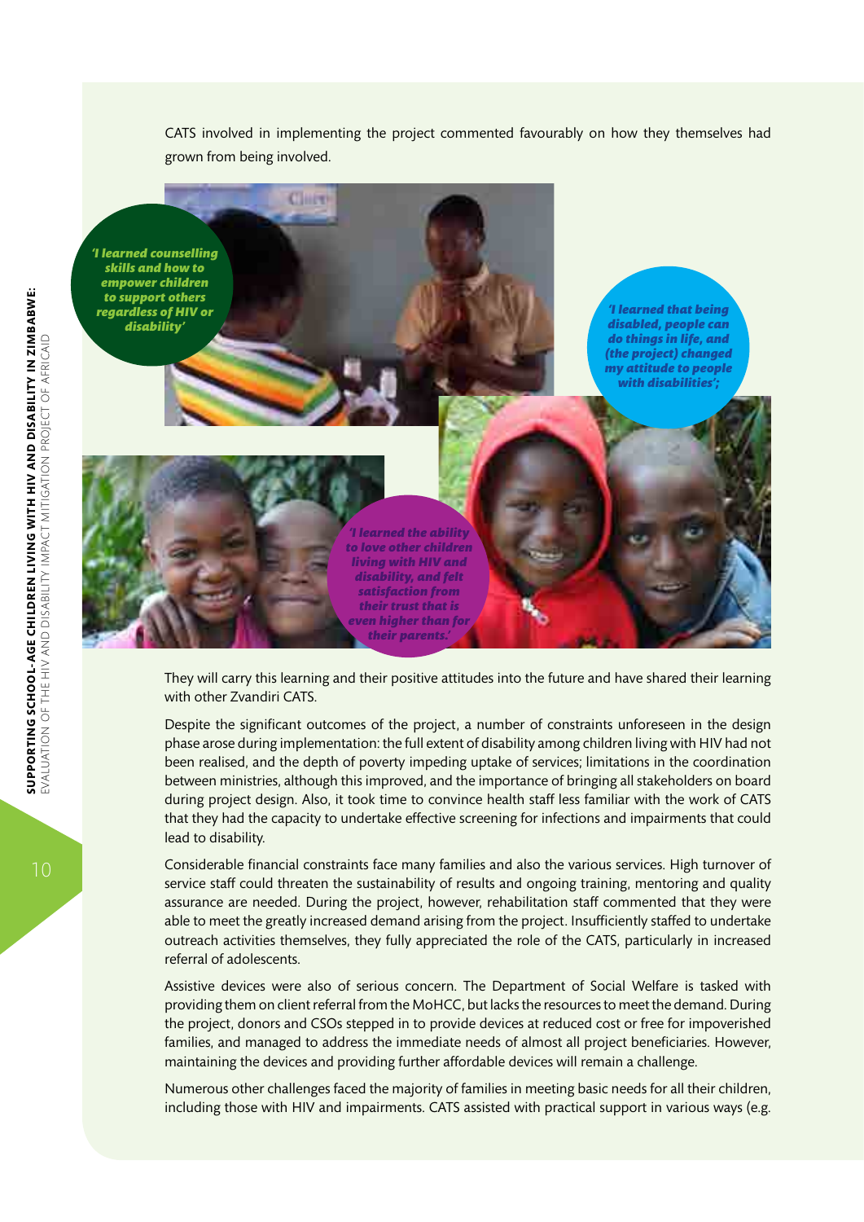CATS involved in implementing the project commented favourably on how they themselves had grown from being involved.

*'I learned counselling skills and how to empower children to support others regardless of HIV or disability'*

*'I learned that being disabled, people can do things in life, and (the project) changed my attitude to people with disabilities';*

*'I learned the ability to love other children living with HIV and disability, and felt satisfaction from their trust that is even higher than for their parents.'*

They will carry this learning and their positive attitudes into the future and have shared their learning with other Zvandiri CATS.

Despite the significant outcomes of the project, a number of constraints unforeseen in the design phase arose during implementation: the full extent of disability among children living with HIV had not been realised, and the depth of poverty impeding uptake of services; limitations in the coordination between ministries, although this improved, and the importance of bringing all stakeholders on board during project design. Also, it took time to convince health staff less familiar with the work of CATS that they had the capacity to undertake effective screening for infections and impairments that could lead to disability.

Considerable financial constraints face many families and also the various services. High turnover of service staff could threaten the sustainability of results and ongoing training, mentoring and quality assurance are needed. During the project, however, rehabilitation staff commented that they were able to meet the greatly increased demand arising from the project. Insufficiently staffed to undertake outreach activities themselves, they fully appreciated the role of the CATS, particularly in increased referral of adolescents.

Assistive devices were also of serious concern. The Department of Social Welfare is tasked with providing them on client referral from the MoHCC, but lacks the resources to meet the demand. During the project, donors and CSOs stepped in to provide devices at reduced cost or free for impoverished families, and managed to address the immediate needs of almost all project beneficiaries. However, maintaining the devices and providing further affordable devices will remain a challenge.

Numerous other challenges faced the majority of families in meeting basic needs for all their children, including those with HIV and impairments. CATS assisted with practical support in various ways (e.g.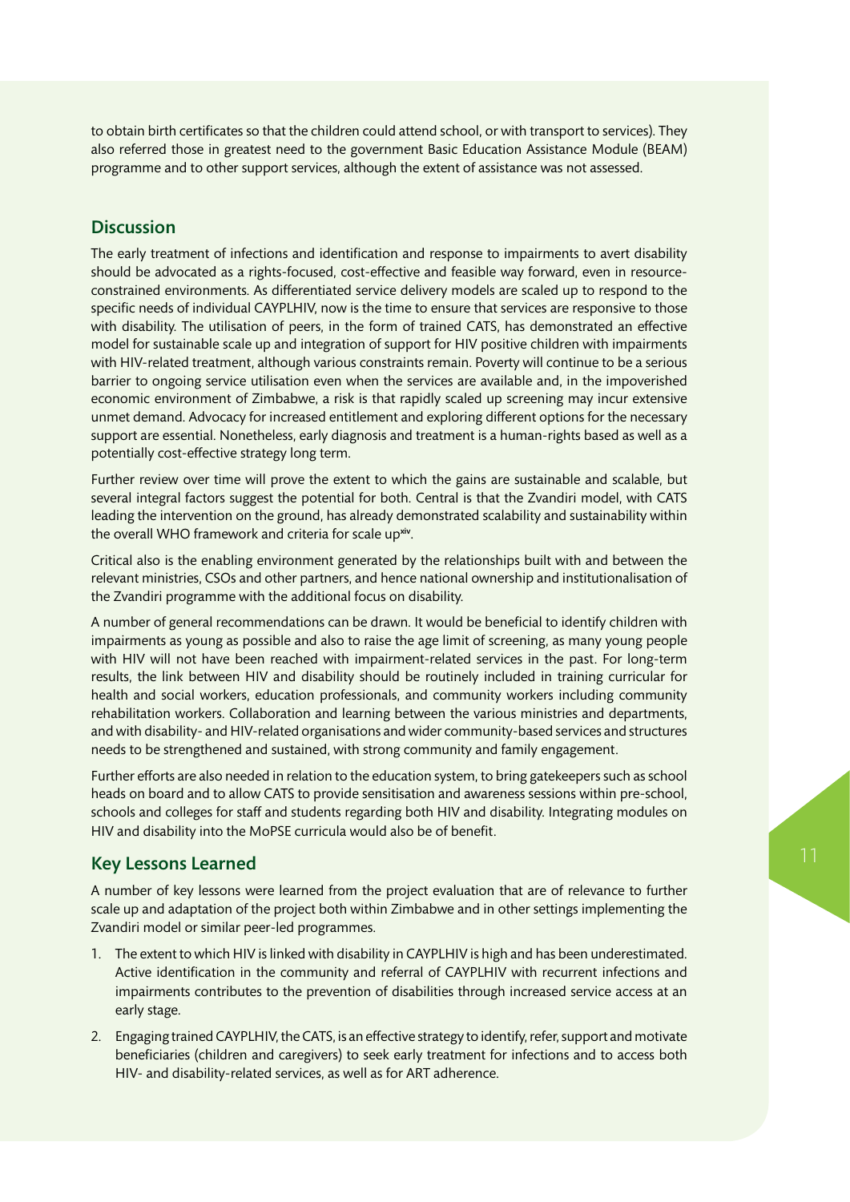to obtain birth certificates so that the children could attend school, or with transport to services). They also referred those in greatest need to the government Basic Education Assistance Module (BEAM) programme and to other support services, although the extent of assistance was not assessed.

## Discussion

The early treatment of infections and identification and response to impairments to avert disability should be advocated as a rights-focused, cost-effective and feasible way forward, even in resource-constrained environments. As differentiated service delivery models are scaled up to respond to the specific needs of individual CAYPLHIV, now is the time to ensure that services are responsive to those with disability. The utilisation of peers, in the form of trained CATS, has demonstrated an effective model for sustainable scale up and integration of support for HIV positive children with impairments with HIV-related treatment, although various constraints remain. Poverty will continue to be a serious barrier to ongoing service utilisation even when the services are available and, in the impoverished economic environment of Zimbabwe, a risk is that rapidly scaled up screening may incur extensive unmet demand. Advocacy for increased entitlement and exploring different options for the necessary support are essential. Nonetheless, early diagnosis and treatment is a human-rights based as well as a potentially cost-effective strategy long term.

Further review over time will prove the extent to which the gains are sustainable and scalable, but several integral factors suggest the potential for both. Central is that the Zvandiri model, with CATS leading the intervention on the ground, has already demonstrated scalability and sustainability within the overall WHO framework and criteria for scale up[xiv].

Critical also is the enabling environment generated by the relationships built with and between the relevant ministries, CSOs and other partners, and hence national ownership and institutionalisation of the Zvandiri programme with the additional focus on disability.

A number of general recommendations can be drawn. It would be beneficial to identify children with impairments as young as possible and also to raise the age limit of screening, as many young people with HIV will not have been reached with impairment-related services in the past. For long-term results, the link between HIV and disability should be routinely included in training curricular for health and social workers, education professionals, and community workers including community rehabilitation workers. Collaboration and learning between the various ministries and departments, and with disability- and HIV-related organisations and wider community-based services and structures needs to be strengthened and sustained, with strong community and family engagement.

Further efforts are also needed in relation to the education system, to bring gatekeepers such as school heads on board and to allow CATS to provide sensitisation and awareness sessions within pre-school, schools and colleges for staff and students regarding both HIV and disability. Integrating modules on HIV and disability into the MoPSE curricula would also be of benefit.

## Key Lessons Learned

A number of key lessons were learned from the project evaluation that are of relevance to further scale up and adaptation of the project both within Zimbabwe and in other settings implementing the Zvandiri model or similar peer-led programmes.

1. The extent to which HIV is linked with disability in CAYPLHIV is high and has been underestimated. Active identification in the community and referral of CAYPLHIV with recurrent infections and impairments contributes to the prevention of disabilities through increased service access at an early stage.
2. Engaging trained CAYPLHIV, the CATS, is an effective strategy to identify, refer, support and motivate beneficiaries (children and caregivers) to seek early treatment for infections and to access both HIV- and disability-related services, as well as for ART adherence.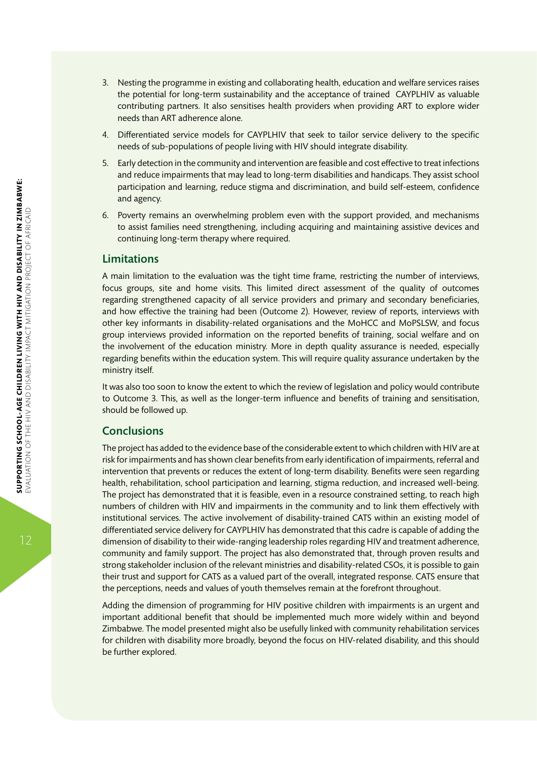3. Nesting the programme in existing and collaborating health, education and welfare services raises the potential for long-term sustainability and the acceptance of trained CAYPLHIV as valuable contributing partners. It also sensitises health providers when providing ART to explore wider needs than ART adherence alone.
4. Differentiated service models for CAYPLHIV that seek to tailor service delivery to the specific needs of sub-populations of people living with HIV should integrate disability.
5. Early detection in the community and intervention are feasible and cost effective to treat infections and reduce impairments that may lead to long-term disabilities and handicaps. They assist school participation and learning, reduce stigma and discrimination, and build self-esteem, confidence and agency.
6. Poverty remains an overwhelming problem even with the support provided, and mechanisms to assist families need strengthening, including acquiring and maintaining assistive devices and continuing long-term therapy where required.

## Limitations

A main limitation to the evaluation was the tight time frame, restricting the number of interviews, focus groups, site and home visits. This limited direct assessment of the quality of outcomes regarding strengthened capacity of all service providers and primary and secondary beneficiaries, and how effective the training had been (Outcome 2). However, review of reports, interviews with other key informants in disability-related organisations and the MoHCC and MoPSLSW, and focus group interviews provided information on the reported benefits of training, social welfare and on the involvement of the education ministry. More in depth quality assurance is needed, especially regarding benefits within the education system. This will require quality assurance undertaken by the ministry itself.

It was also too soon to know the extent to which the review of legislation and policy would contribute to Outcome 3. This, as well as the longer-term influence and benefits of training and sensitisation, should be followed up.

## Conclusions

The project has added to the evidence base of the considerable extent to which children with HIV are at risk for impairments and has shown clear benefits from early identification of impairments, referral and intervention that prevents or reduces the extent of long-term disability. Benefits were seen regarding health, rehabilitation, school participation and learning, stigma reduction, and increased well-being. The project has demonstrated that it is feasible, even in a resource constrained setting, to reach high numbers of children with HIV and impairments in the community and to link them effectively with institutional services. The active involvement of disability-trained CATS within an existing model of differentiated service delivery for CAYPLHIV has demonstrated that this cadre is capable of adding the dimension of disability to their wide-ranging leadership roles regarding HIV and treatment adherence, community and family support. The project has also demonstrated that, through proven results and strong stakeholder inclusion of the relevant ministries and disability-related CSOs, it is possible to gain their trust and support for CATS as a valued part of the overall, integrated response. CATS ensure that the perceptions, needs and values of youth themselves remain at the forefront throughout.

Adding the dimension of programming for HIV positive children with impairments is an urgent and important additional benefit that should be implemented much more widely within and beyond Zimbabwe. The model presented might also be usefully linked with community rehabilitation services for children with disability more broadly, beyond the focus on HIV-related disability, and this should be further explored.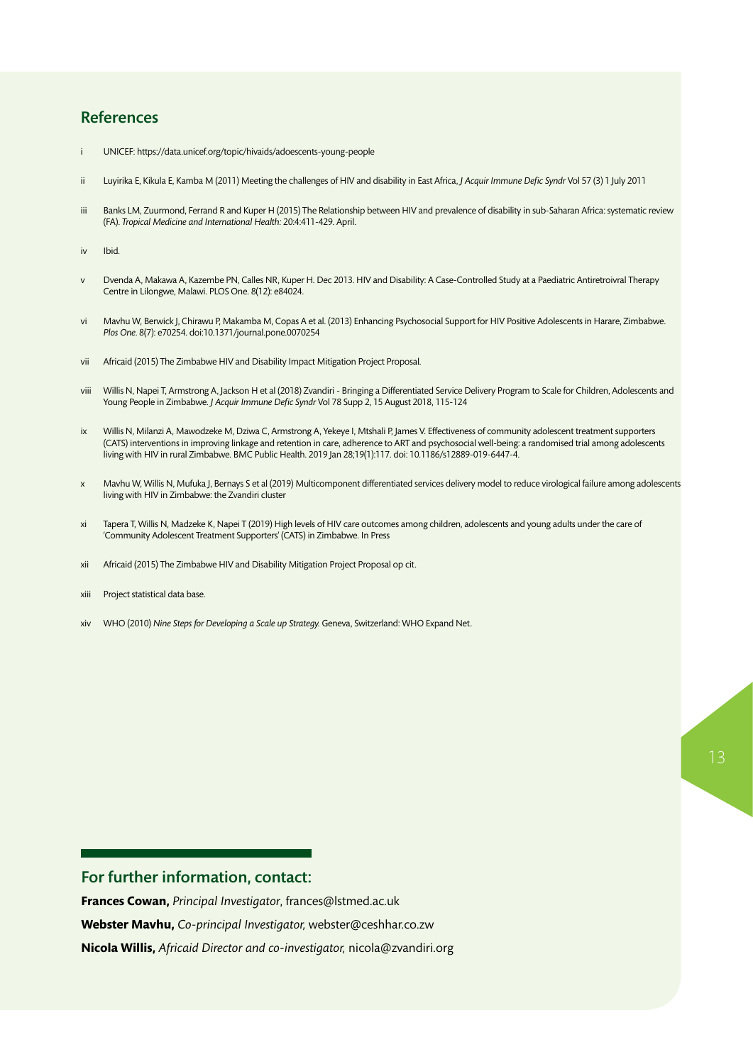## References

i UNICEF: https://data.unicef.org/topic/hivaids/adoescents-young-people

ii Luyirika E, Kikula E, Kamba M (2011) Meeting the challenges of HIV and disability in East Africa, *J Acquir Immune Defic Syndr* Vol 57 (3) 1 July 2011

iii Banks LM, Zuurmond, Ferrand R and Kuper H (2015) The Relationship between HIV and prevalence of disability in sub-Saharan Africa: systematic review (FA). *Tropical Medicine and International Health:* 20:4:411-429. April.

iv Ibid.

v Dvenda A, Makawa A, Kazembe PN, Calles NR, Kuper H. Dec 2013. HIV and Disability: A Case-Controlled Study at a Paediatric Antiretroivral Therapy Centre in Lilongwe, Malawi. PLOS One. 8(12): e84024.

vi Mavhu W, Berwick J, Chirawu P, Makamba M, Copas A et al. (2013) Enhancing Psychosocial Support for HIV Positive Adolescents in Harare, Zimbabwe. *Plos One*. 8(7): e70254. doi:10.1371/journal.pone.0070254

vii Africaid (2015) The Zimbabwe HIV and Disability Impact Mitigation Project Proposal.

viii Willis N, Napei T, Armstrong A, Jackson H et al (2018) Zvandiri - Bringing a Differentiated Service Delivery Program to Scale for Children, Adolescents and Young People in Zimbabwe. *J Acquir Immune Defic Syndr* Vol 78 Supp 2, 15 August 2018, 115-124

ix Willis N, Milanzi A, Mawodzeke M, Dziwa C, Armstrong A, Yekeye I, Mtshali P, James V. Effectiveness of community adolescent treatment supporters (CATS) interventions in improving linkage and retention in care, adherence to ART and psychosocial well-being: a randomised trial among adolescents living with HIV in rural Zimbabwe. BMC Public Health. 2019 Jan 28;19(1):117. doi: 10.1186/s12889-019-6447-4.

x Mavhu W, Willis N, Mufuka J, Bernays S et al (2019) Multicomponent differentiated services delivery model to reduce virological failure among adolescents living with HIV in Zimbabwe: the Zvandiri cluster

xi Tapera T, Willis N, Madzeke K, Napei T (2019) High levels of HIV care outcomes among children, adolescents and young adults under the care of 'Community Adolescent Treatment Supporters' (CATS) in Zimbabwe. In Press

xii Africaid (2015) The Zimbabwe HIV and Disability Mitigation Project Proposal op cit.

xiii Project statistical data base.

xiv WHO (2010) *Nine Steps for Developing a Scale up Strategy.* Geneva, Switzerland: WHO Expand Net.

## For further information, contact:

**Frances Cowan,** *Principal Investigator*, frances@lstmed.ac.uk

**Webster Mavhu,** *Co-principal Investigator,* webster@ceshhar.co.zw

**Nicola Willis,** *Africaid Director and co-investigator,* nicola@zvandiri.org